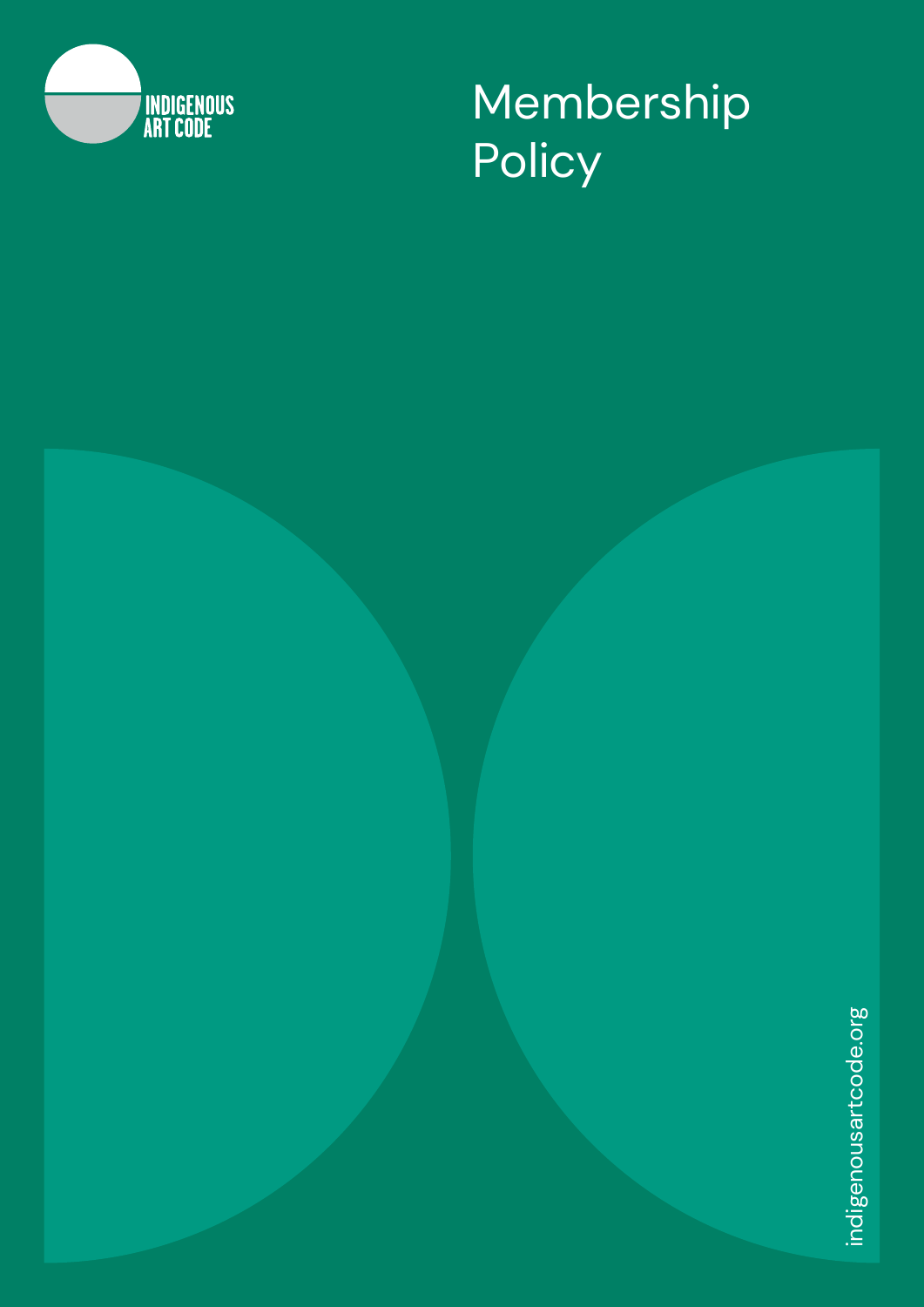INDIGENOUS ART CODE

# Membership Policy

indigenousartcode.org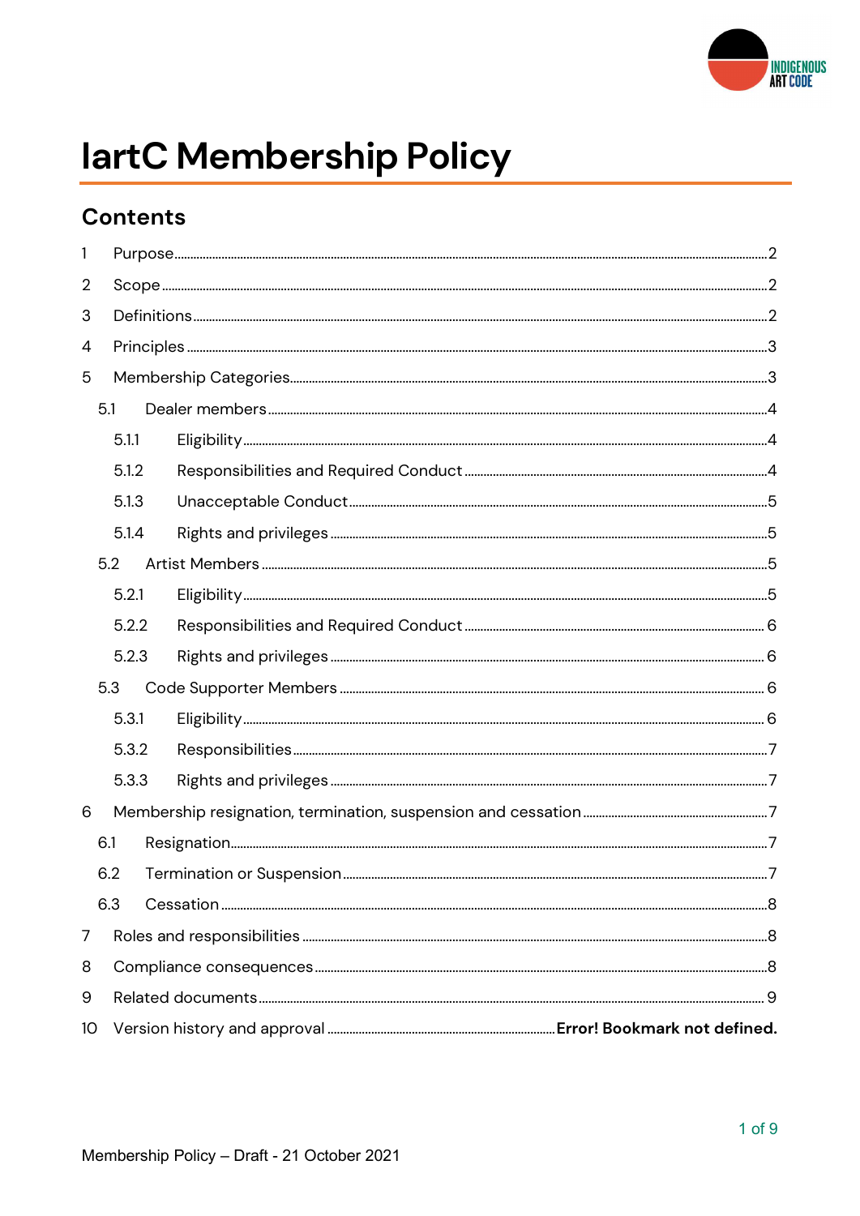# IartC Membership Policy

## Contents

| | | |
|---|---|---|
| 1 | Purpose | 2 |
| 2 | Scope | 2 |
| 3 | Definitions | 2 |
| 4 | Principles | 3 |
| 5 | Membership Categories | 3 |
| 5.1 | Dealer members | 4 |
| 5.1.1 | Eligibility | 4 |
| 5.1.2 | Responsibilities and Required Conduct | 4 |
| 5.1.3 | Unacceptable Conduct | 5 |
| 5.1.4 | Rights and privileges | 5 |
| 5.2 | Artist Members | 5 |
| 5.2.1 | Eligibility | 5 |
| 5.2.2 | Responsibilities and Required Conduct | 6 |
| 5.2.3 | Rights and privileges | 6 |
| 5.3 | Code Supporter Members | 6 |
| 5.3.1 | Eligibility | 6 |
| 5.3.2 | Responsibilities | 7 |
| 5.3.3 | Rights and privileges | 7 |
| 6 | Membership resignation, termination, suspension and cessation | 7 |
| 6.1 | Resignation | 7 |
| 6.2 | Termination or Suspension | 7 |
| 6.3 | Cessation | 8 |
| 7 | Roles and responsibilities | 8 |
| 8 | Compliance consequences | 8 |
| 9 | Related documents | 9 |
| 10 | Version history and approval | **Error! Bookmark not defined.** |

Membership Policy – Draft - 21 October 2021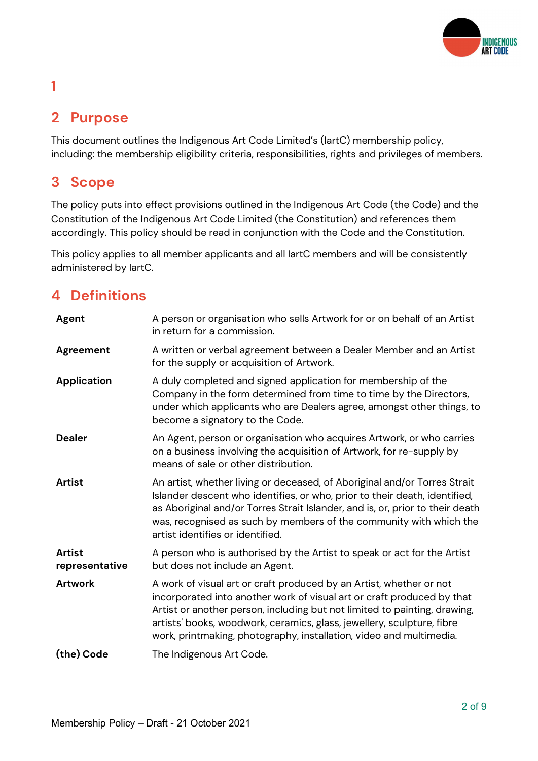# 1

# 2 Purpose

This document outlines the Indigenous Art Code Limited's (IartC) membership policy, including: the membership eligibility criteria, responsibilities, rights and privileges of members.

# 3 Scope

The policy puts into effect provisions outlined in the Indigenous Art Code (the Code) and the Constitution of the Indigenous Art Code Limited (the Constitution) and references them accordingly. This policy should be read in conjunction with the Code and the Constitution.

This policy applies to all member applicants and all IartC members and will be consistently administered by IartC.

# 4 Definitions

| | |
|---|---|
| **Agent** | A person or organisation who sells Artwork for or on behalf of an Artist in return for a commission. |
| **Agreement** | A written or verbal agreement between a Dealer Member and an Artist for the supply or acquisition of Artwork. |
| **Application** | A duly completed and signed application for membership of the Company in the form determined from time to time by the Directors, under which applicants who are Dealers agree, amongst other things, to become a signatory to the Code. |
| **Dealer** | An Agent, person or organisation who acquires Artwork, or who carries on a business involving the acquisition of Artwork, for re-supply by means of sale or other distribution. |
| **Artist** | An artist, whether living or deceased, of Aboriginal and/or Torres Strait Islander descent who identifies, or who, prior to their death, identified, as Aboriginal and/or Torres Strait Islander, and is, or, prior to their death was, recognised as such by members of the community with which the artist identifies or identified. |
| **Artist representative** | A person who is authorised by the Artist to speak or act for the Artist but does not include an Agent. |
| **Artwork** | A work of visual art or craft produced by an Artist, whether or not incorporated into another work of visual art or craft produced by that Artist or another person, including but not limited to painting, drawing, artists' books, woodwork, ceramics, glass, jewellery, sculpture, fibre work, printmaking, photography, installation, video and multimedia. |
| **(the) Code** | The Indigenous Art Code. |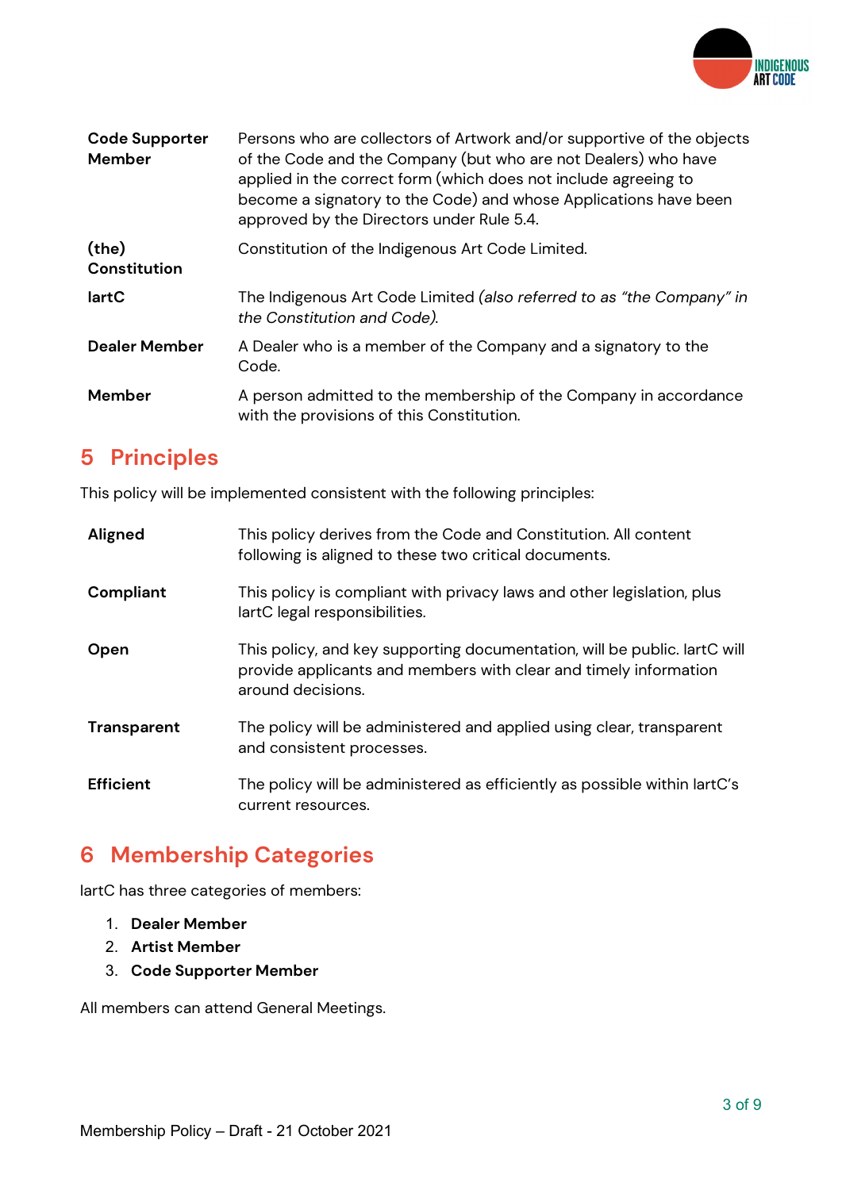| | |
|---|---|
| **Code Supporter Member** | Persons who are collectors of Artwork and/or supportive of the objects of the Code and the Company (but who are not Dealers) who have applied in the correct form (which does not include agreeing to become a signatory to the Code) and whose Applications have been approved by the Directors under Rule 5.4. |
| **(the) Constitution** | Constitution of the Indigenous Art Code Limited. |
| **IartC** | The Indigenous Art Code Limited *(also referred to as "the Company" in the Constitution and Code).* |
| **Dealer Member** | A Dealer who is a member of the Company and a signatory to the Code. |
| **Member** | A person admitted to the membership of the Company in accordance with the provisions of this Constitution. |

## 5 Principles

This policy will be implemented consistent with the following principles:

| | |
|---|---|
| **Aligned** | This policy derives from the Code and Constitution. All content following is aligned to these two critical documents. |
| **Compliant** | This policy is compliant with privacy laws and other legislation, plus IartC legal responsibilities. |
| **Open** | This policy, and key supporting documentation, will be public. IartC will provide applicants and members with clear and timely information around decisions. |
| **Transparent** | The policy will be administered and applied using clear, transparent and consistent processes. |
| **Efficient** | The policy will be administered as efficiently as possible within IartC's current resources. |

## 6 Membership Categories

IartC has three categories of members:

1. **Dealer Member**
2. **Artist Member**
3. **Code Supporter Member**

All members can attend General Meetings.

Membership Policy – Draft - 21 October 2021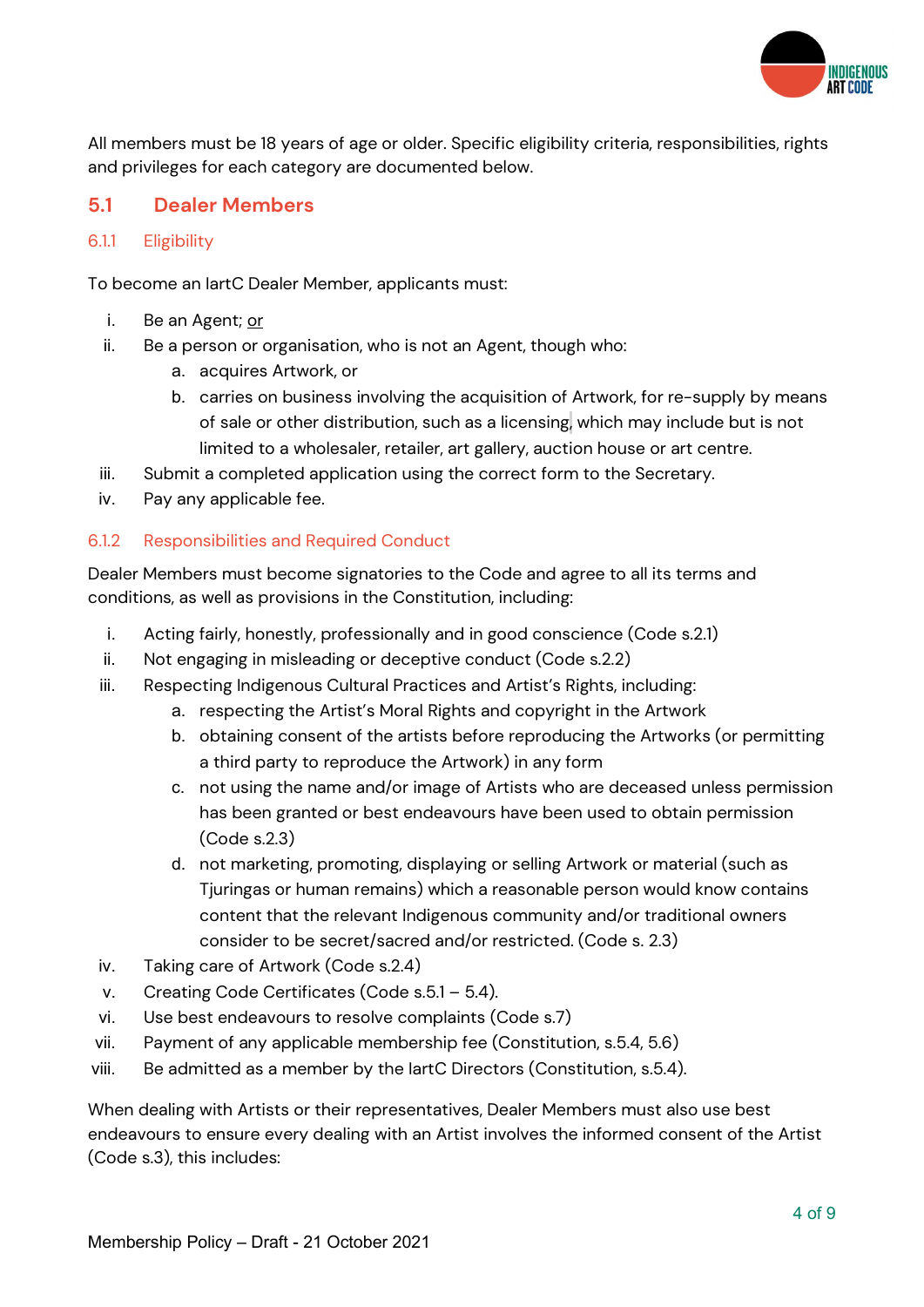All members must be 18 years of age or older. Specific eligibility criteria, responsibilities, rights and privileges for each category are documented below.

## 5.1 Dealer Members

### 6.1.1 Eligibility

To become an IartC Dealer Member, applicants must:

i. Be an Agent; <u>or</u>
ii. Be a person or organisation, who is not an Agent, though who:
   a. acquires Artwork, or
   b. carries on business involving the acquisition of Artwork, for re-supply by means of sale or other distribution, such as a licensing, which may include but is not limited to a wholesaler, retailer, art gallery, auction house or art centre.
iii. Submit a completed application using the correct form to the Secretary.
iv. Pay any applicable fee.

### 6.1.2 Responsibilities and Required Conduct

Dealer Members must become signatories to the Code and agree to all its terms and conditions, as well as provisions in the Constitution, including:

i. Acting fairly, honestly, professionally and in good conscience (Code s.2.1)
ii. Not engaging in misleading or deceptive conduct (Code s.2.2)
iii. Respecting Indigenous Cultural Practices and Artist's Rights, including:
   a. respecting the Artist's Moral Rights and copyright in the Artwork
   b. obtaining consent of the artists before reproducing the Artworks (or permitting a third party to reproduce the Artwork) in any form
   c. not using the name and/or image of Artists who are deceased unless permission has been granted or best endeavours have been used to obtain permission (Code s.2.3)
   d. not marketing, promoting, displaying or selling Artwork or material (such as Tjuringas or human remains) which a reasonable person would know contains content that the relevant Indigenous community and/or traditional owners consider to be secret/sacred and/or restricted. (Code s. 2.3)
iv. Taking care of Artwork (Code s.2.4)
v. Creating Code Certificates (Code s.5.1 – 5.4).
vi. Use best endeavours to resolve complaints (Code s.7)
vii. Payment of any applicable membership fee (Constitution, s.5.4, 5.6)
viii. Be admitted as a member by the IartC Directors (Constitution, s.5.4).

When dealing with Artists or their representatives, Dealer Members must also use best endeavours to ensure every dealing with an Artist involves the informed consent of the Artist (Code s.3), this includes: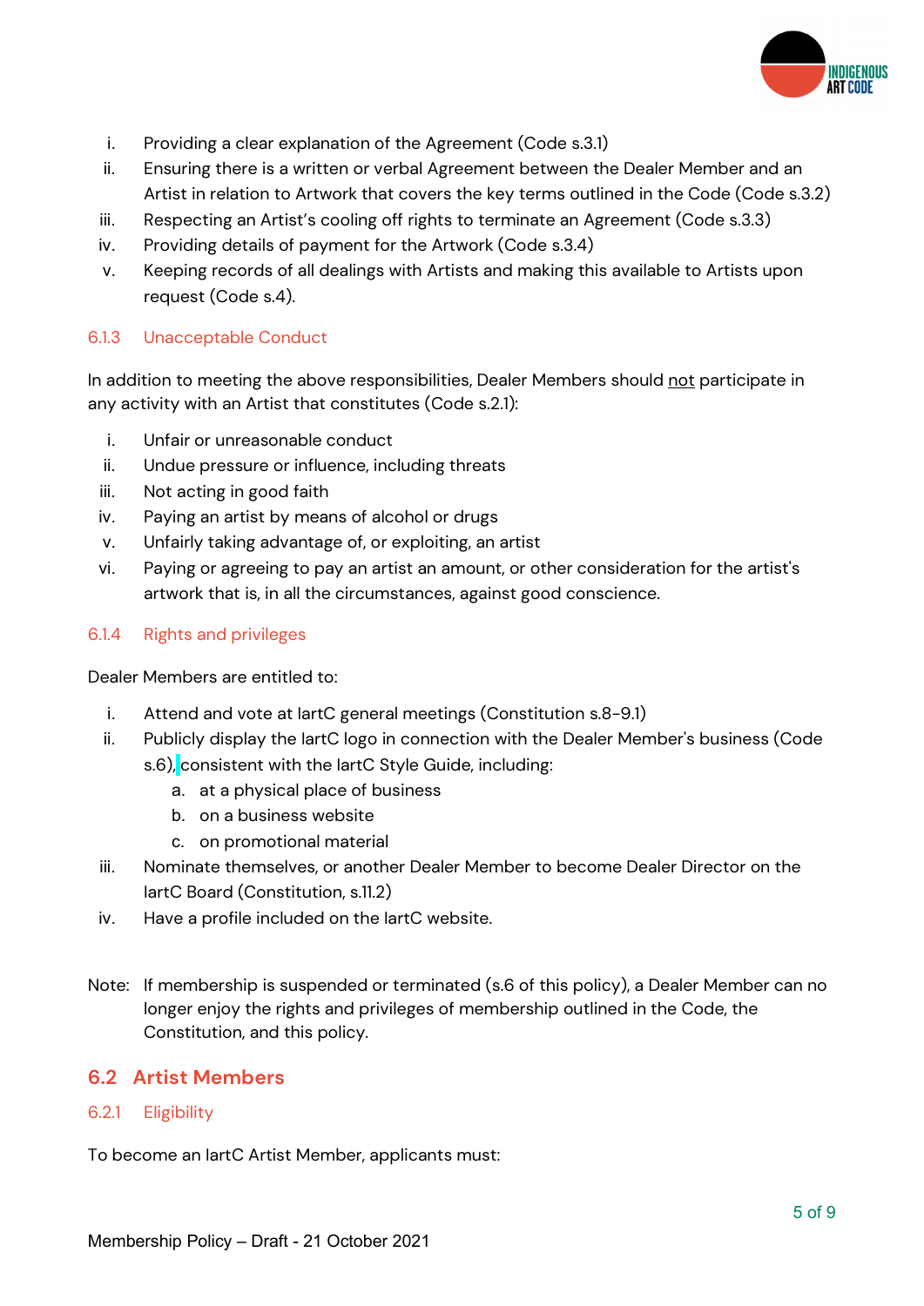i. Providing a clear explanation of the Agreement (Code s.3.1)
ii. Ensuring there is a written or verbal Agreement between the Dealer Member and an Artist in relation to Artwork that covers the key terms outlined in the Code (Code s.3.2)
iii. Respecting an Artist's cooling off rights to terminate an Agreement (Code s.3.3)
iv. Providing details of payment for the Artwork (Code s.3.4)
v. Keeping records of all dealings with Artists and making this available to Artists upon request (Code s.4).

#### 6.1.3 Unacceptable Conduct

In addition to meeting the above responsibilities, Dealer Members should not participate in any activity with an Artist that constitutes (Code s.2.1):

i. Unfair or unreasonable conduct
ii. Undue pressure or influence, including threats
iii. Not acting in good faith
iv. Paying an artist by means of alcohol or drugs
v. Unfairly taking advantage of, or exploiting, an artist
vi. Paying or agreeing to pay an artist an amount, or other consideration for the artist's artwork that is, in all the circumstances, against good conscience.

#### 6.1.4 Rights and privileges

Dealer Members are entitled to:

i. Attend and vote at IartC general meetings (Constitution s.8-9.1)
ii. Publicly display the IartC logo in connection with the Dealer Member's business (Code s.6), consistent with the IartC Style Guide, including:
   a. at a physical place of business
   b. on a business website
   c. on promotional material
iii. Nominate themselves, or another Dealer Member to become Dealer Director on the IartC Board (Constitution, s.11.2)
iv. Have a profile included on the IartC website.

Note: If membership is suspended or terminated (s.6 of this policy), a Dealer Member can no longer enjoy the rights and privileges of membership outlined in the Code, the Constitution, and this policy.

### 6.2 Artist Members

#### 6.2.1 Eligibility

To become an IartC Artist Member, applicants must: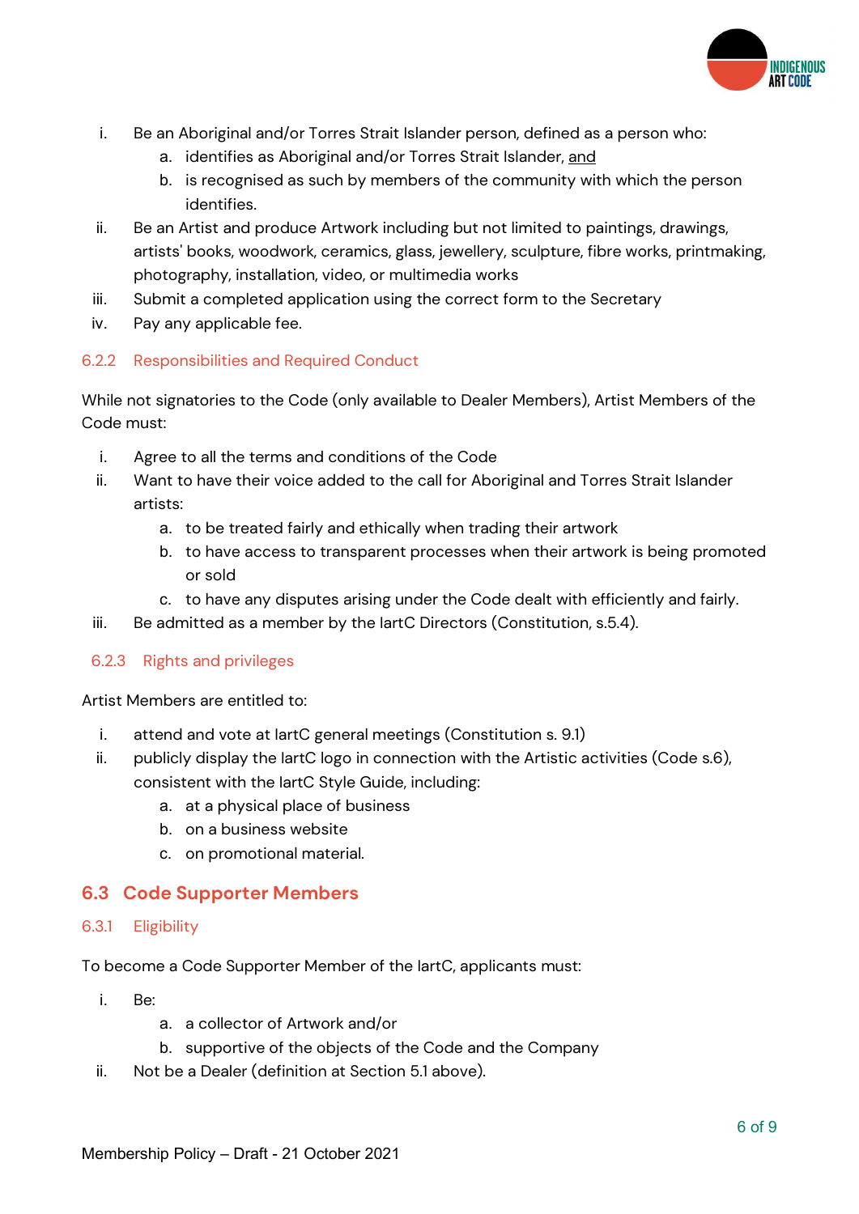i. Be an Aboriginal and/or Torres Strait Islander person, defined as a person who:
   a. identifies as Aboriginal and/or Torres Strait Islander, and
   b. is recognised as such by members of the community with which the person identifies.
ii. Be an Artist and produce Artwork including but not limited to paintings, drawings, artists' books, woodwork, ceramics, glass, jewellery, sculpture, fibre works, printmaking, photography, installation, video, or multimedia works
iii. Submit a completed application using the correct form to the Secretary
iv. Pay any applicable fee.

### 6.2.2 Responsibilities and Required Conduct

While not signatories to the Code (only available to Dealer Members), Artist Members of the Code must:

i. Agree to all the terms and conditions of the Code
ii. Want to have their voice added to the call for Aboriginal and Torres Strait Islander artists:
   a. to be treated fairly and ethically when trading their artwork
   b. to have access to transparent processes when their artwork is being promoted or sold
   c. to have any disputes arising under the Code dealt with efficiently and fairly.
iii. Be admitted as a member by the IartC Directors (Constitution, s.5.4).

### 6.2.3 Rights and privileges

Artist Members are entitled to:

i. attend and vote at IartC general meetings (Constitution s. 9.1)
ii. publicly display the IartC logo in connection with the Artistic activities (Code s.6), consistent with the IartC Style Guide, including:
   a. at a physical place of business
   b. on a business website
   c. on promotional material.

## 6.3 Code Supporter Members

### 6.3.1 Eligibility

To become a Code Supporter Member of the IartC, applicants must:

i. Be:
   a. a collector of Artwork and/or
   b. supportive of the objects of the Code and the Company
ii. Not be a Dealer (definition at Section 5.1 above).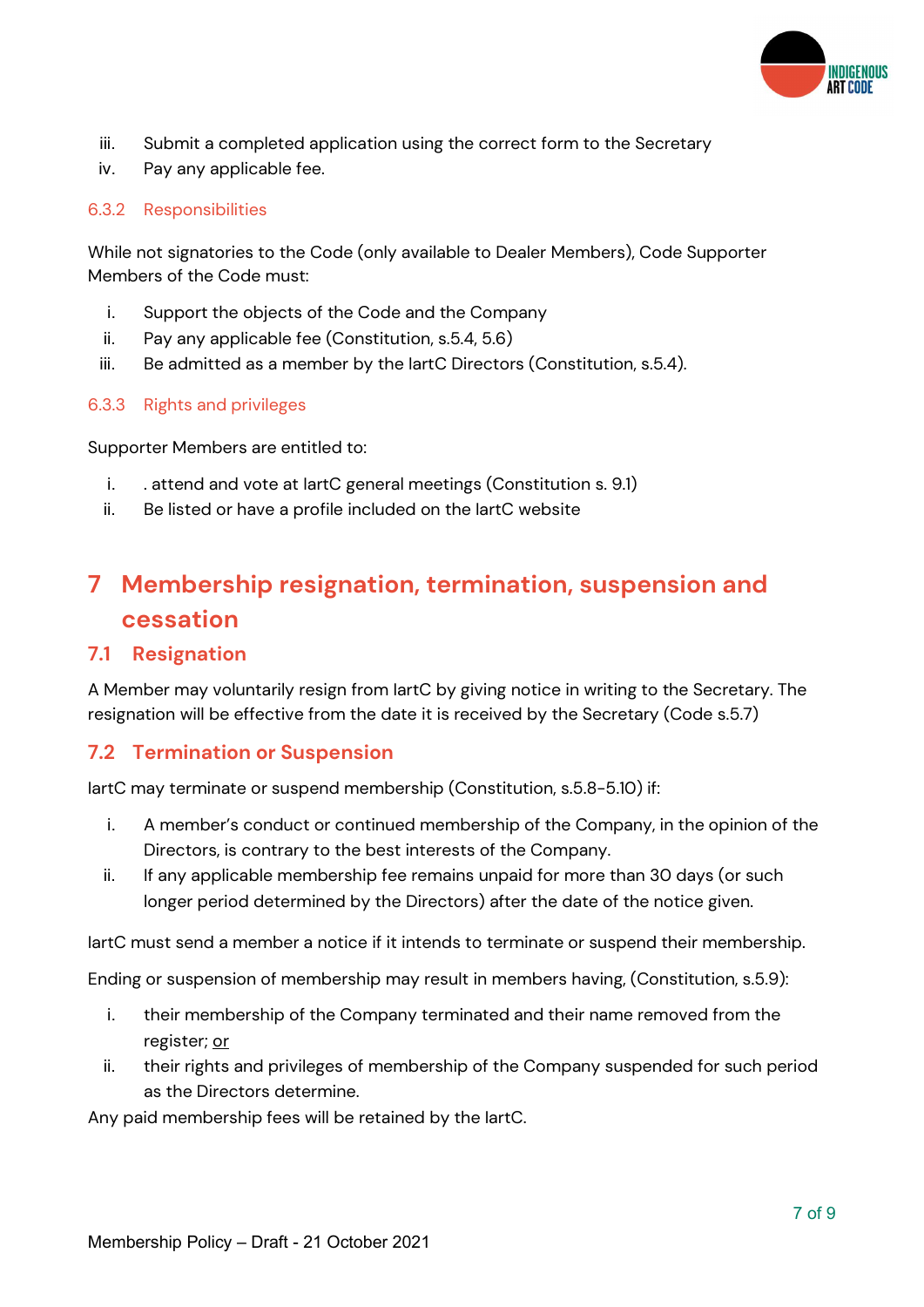iii. Submit a completed application using the correct form to the Secretary
iv. Pay any applicable fee.

#### 6.3.2 Responsibilities

While not signatories to the Code (only available to Dealer Members), Code Supporter Members of the Code must:

i. Support the objects of the Code and the Company
ii. Pay any applicable fee (Constitution, s.5.4, 5.6)
iii. Be admitted as a member by the IartC Directors (Constitution, s.5.4).

#### 6.3.3 Rights and privileges

Supporter Members are entitled to:

i. . attend and vote at IartC general meetings (Constitution s. 9.1)
ii. Be listed or have a profile included on the IartC website

# 7 Membership resignation, termination, suspension and cessation

## 7.1 Resignation

A Member may voluntarily resign from IartC by giving notice in writing to the Secretary. The resignation will be effective from the date it is received by the Secretary (Code s.5.7)

## 7.2 Termination or Suspension

IartC may terminate or suspend membership (Constitution, s.5.8-5.10) if:

i. A member's conduct or continued membership of the Company, in the opinion of the Directors, is contrary to the best interests of the Company.
ii. If any applicable membership fee remains unpaid for more than 30 days (or such longer period determined by the Directors) after the date of the notice given.

IartC must send a member a notice if it intends to terminate or suspend their membership.

Ending or suspension of membership may result in members having, (Constitution, s.5.9):

i. their membership of the Company terminated and their name removed from the register; <u>or</u>
ii. their rights and privileges of membership of the Company suspended for such period as the Directors determine.

Any paid membership fees will be retained by the IartC.

Membership Policy – Draft - 21 October 2021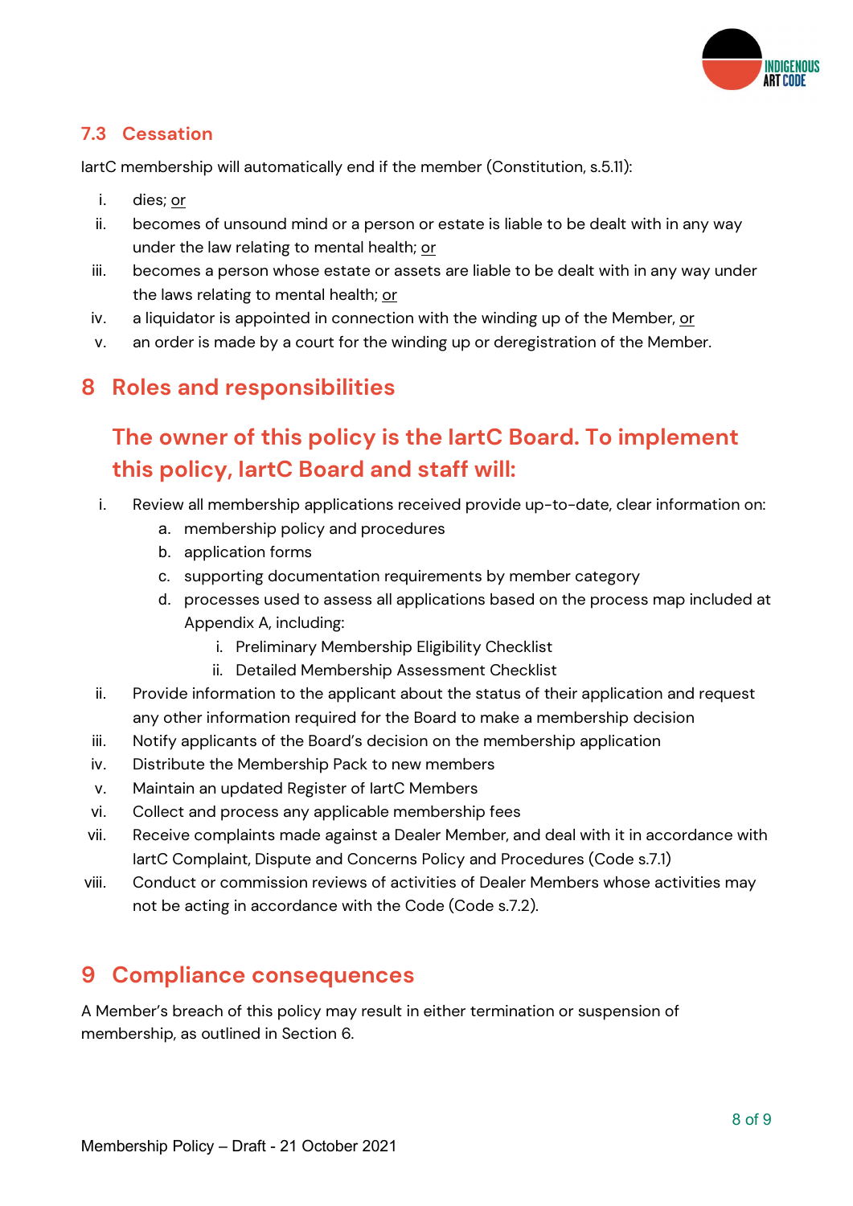### 7.3 Cessation

IartC membership will automatically end if the member (Constitution, s.5.11):

i. dies; <u>or</u>
ii. becomes of unsound mind or a person or estate is liable to be dealt with in any way under the law relating to mental health; <u>or</u>
iii. becomes a person whose estate or assets are liable to be dealt with in any way under the laws relating to mental health; <u>or</u>
iv. a liquidator is appointed in connection with the winding up of the Member, <u>or</u>
v. an order is made by a court for the winding up or deregistration of the Member.

## 8 Roles and responsibilities

### The owner of this policy is the IartC Board. To implement this policy, IartC Board and staff will:

i. Review all membership applications received provide up-to-date, clear information on:
   a. membership policy and procedures
   b. application forms
   c. supporting documentation requirements by member category
   d. processes used to assess all applications based on the process map included at Appendix A, including:
      i. Preliminary Membership Eligibility Checklist
      ii. Detailed Membership Assessment Checklist
ii. Provide information to the applicant about the status of their application and request any other information required for the Board to make a membership decision
iii. Notify applicants of the Board's decision on the membership application
iv. Distribute the Membership Pack to new members
v. Maintain an updated Register of IartC Members
vi. Collect and process any applicable membership fees
vii. Receive complaints made against a Dealer Member, and deal with it in accordance with IartC Complaint, Dispute and Concerns Policy and Procedures (Code s.7.1)
viii. Conduct or commission reviews of activities of Dealer Members whose activities may not be acting in accordance with the Code (Code s.7.2).

## 9 Compliance consequences

A Member's breach of this policy may result in either termination or suspension of membership, as outlined in Section 6.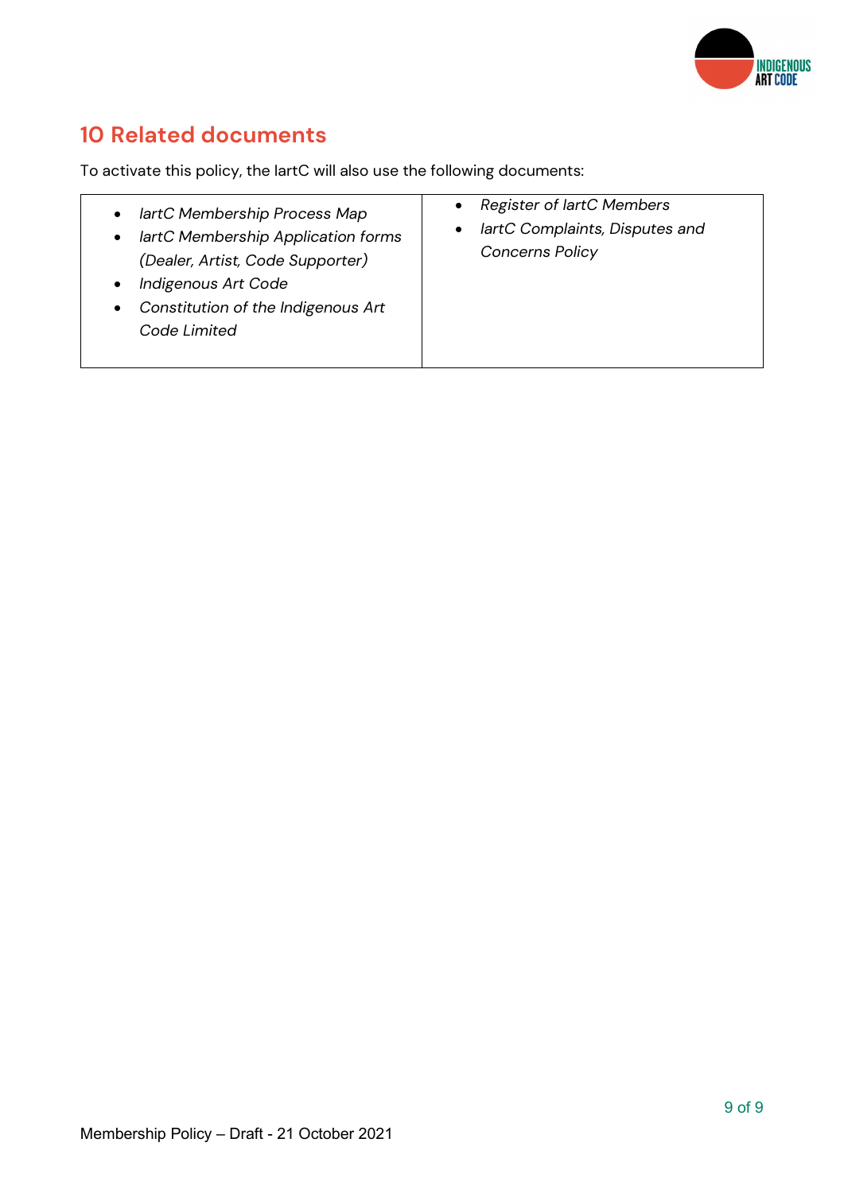## 10 Related documents

To activate this policy, the IartC will also use the following documents:

| | |
|---|---|
| • *IartC Membership Process Map*<br>• *IartC Membership Application forms (Dealer, Artist, Code Supporter)*<br>• *Indigenous Art Code*<br>• *Constitution of the Indigenous Art Code Limited* | • *Register of IartC Members*<br>• *IartC Complaints, Disputes and Concerns Policy* |